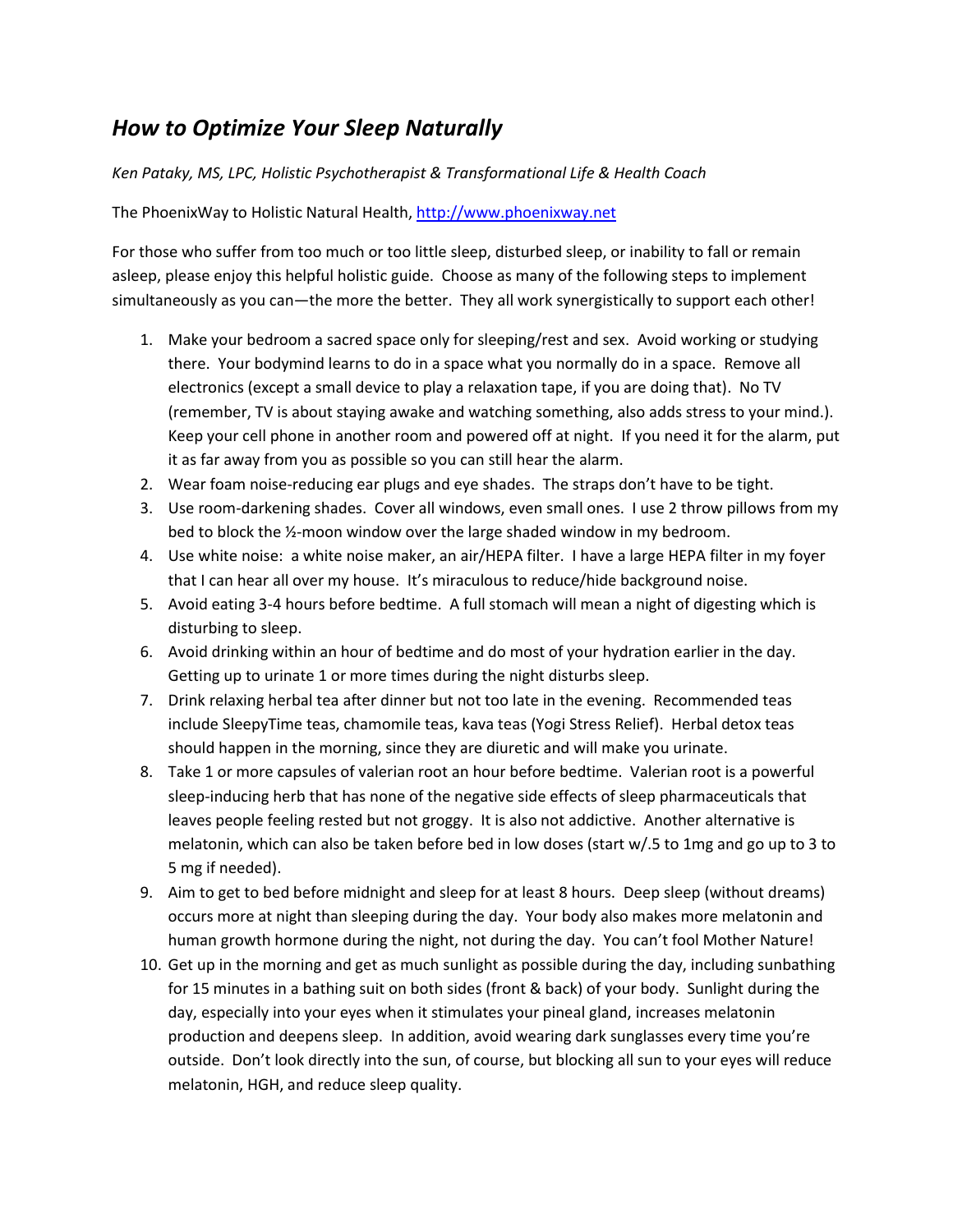# *How to Optimize Your Sleep Naturally*

*Ken Pataky, MS, LPC, Holistic Psychotherapist & Transformational Life & Health Coach*

The PhoenixWay to Holistic Natural Health, http://www.phoenixway.net

For those who suffer from too much or too little sleep, disturbed sleep, or inability to fall or remain asleep, please enjoy this helpful holistic guide. Choose as many of the following steps to implement simultaneously as you can—the more the better. They all work synergistically to support each other!

1. Make your bedroom a sacred space only for sleeping/rest and sex. Avoid working or studying there. Your bodymind learns to do in a space what you normally do in a space. Remove all electronics (except a small device to play a relaxation tape, if you are doing that). No TV (remember, TV is about staying awake and watching something, also adds stress to your mind.). Keep your cell phone in another room and powered off at night. If you need it for the alarm, put it as far away from you as possible so you can still hear the alarm.
2. Wear foam noise-reducing ear plugs and eye shades. The straps don't have to be tight.
3. Use room-darkening shades. Cover all windows, even small ones. I use 2 throw pillows from my bed to block the ½-moon window over the large shaded window in my bedroom.
4. Use white noise: a white noise maker, an air/HEPA filter. I have a large HEPA filter in my foyer that I can hear all over my house. It's miraculous to reduce/hide background noise.
5. Avoid eating 3-4 hours before bedtime. A full stomach will mean a night of digesting which is disturbing to sleep.
6. Avoid drinking within an hour of bedtime and do most of your hydration earlier in the day. Getting up to urinate 1 or more times during the night disturbs sleep.
7. Drink relaxing herbal tea after dinner but not too late in the evening. Recommended teas include SleepyTime teas, chamomile teas, kava teas (Yogi Stress Relief). Herbal detox teas should happen in the morning, since they are diuretic and will make you urinate.
8. Take 1 or more capsules of valerian root an hour before bedtime. Valerian root is a powerful sleep-inducing herb that has none of the negative side effects of sleep pharmaceuticals that leaves people feeling rested but not groggy. It is also not addictive. Another alternative is melatonin, which can also be taken before bed in low doses (start w/.5 to 1mg and go up to 3 to 5 mg if needed).
9. Aim to get to bed before midnight and sleep for at least 8 hours. Deep sleep (without dreams) occurs more at night than sleeping during the day. Your body also makes more melatonin and human growth hormone during the night, not during the day. You can't fool Mother Nature!
10. Get up in the morning and get as much sunlight as possible during the day, including sunbathing for 15 minutes in a bathing suit on both sides (front & back) of your body. Sunlight during the day, especially into your eyes when it stimulates your pineal gland, increases melatonin production and deepens sleep. In addition, avoid wearing dark sunglasses every time you're outside. Don't look directly into the sun, of course, but blocking all sun to your eyes will reduce melatonin, HGH, and reduce sleep quality.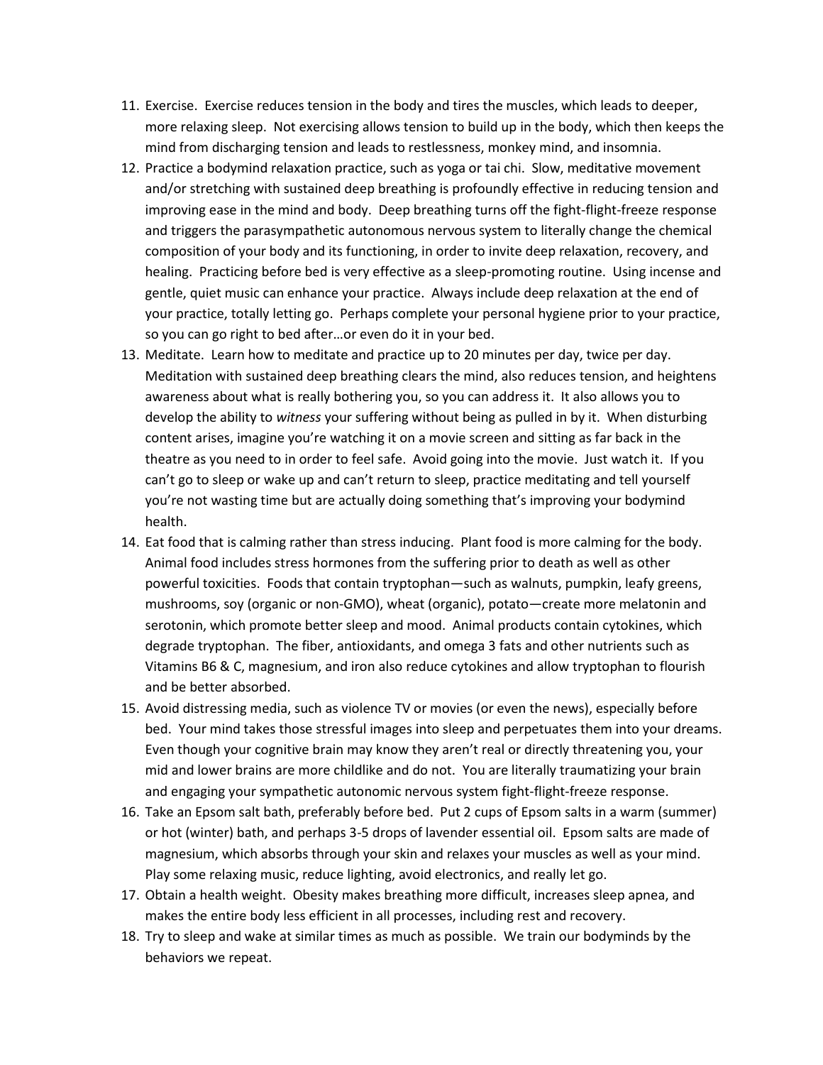11. Exercise. Exercise reduces tension in the body and tires the muscles, which leads to deeper, more relaxing sleep. Not exercising allows tension to build up in the body, which then keeps the mind from discharging tension and leads to restlessness, monkey mind, and insomnia.
12. Practice a bodymind relaxation practice, such as yoga or tai chi. Slow, meditative movement and/or stretching with sustained deep breathing is profoundly effective in reducing tension and improving ease in the mind and body. Deep breathing turns off the fight-flight-freeze response and triggers the parasympathetic autonomous nervous system to literally change the chemical composition of your body and its functioning, in order to invite deep relaxation, recovery, and healing. Practicing before bed is very effective as a sleep-promoting routine. Using incense and gentle, quiet music can enhance your practice. Always include deep relaxation at the end of your practice, totally letting go. Perhaps complete your personal hygiene prior to your practice, so you can go right to bed after…or even do it in your bed.
13. Meditate. Learn how to meditate and practice up to 20 minutes per day, twice per day. Meditation with sustained deep breathing clears the mind, also reduces tension, and heightens awareness about what is really bothering you, so you can address it. It also allows you to develop the ability to *witness* your suffering without being as pulled in by it. When disturbing content arises, imagine you're watching it on a movie screen and sitting as far back in the theatre as you need to in order to feel safe. Avoid going into the movie. Just watch it. If you can't go to sleep or wake up and can't return to sleep, practice meditating and tell yourself you're not wasting time but are actually doing something that's improving your bodymind health.
14. Eat food that is calming rather than stress inducing. Plant food is more calming for the body. Animal food includes stress hormones from the suffering prior to death as well as other powerful toxicities. Foods that contain tryptophan—such as walnuts, pumpkin, leafy greens, mushrooms, soy (organic or non-GMO), wheat (organic), potato—create more melatonin and serotonin, which promote better sleep and mood. Animal products contain cytokines, which degrade tryptophan. The fiber, antioxidants, and omega 3 fats and other nutrients such as Vitamins B6 & C, magnesium, and iron also reduce cytokines and allow tryptophan to flourish and be better absorbed.
15. Avoid distressing media, such as violence TV or movies (or even the news), especially before bed. Your mind takes those stressful images into sleep and perpetuates them into your dreams. Even though your cognitive brain may know they aren't real or directly threatening you, your mid and lower brains are more childlike and do not. You are literally traumatizing your brain and engaging your sympathetic autonomic nervous system fight-flight-freeze response.
16. Take an Epsom salt bath, preferably before bed. Put 2 cups of Epsom salts in a warm (summer) or hot (winter) bath, and perhaps 3-5 drops of lavender essential oil. Epsom salts are made of magnesium, which absorbs through your skin and relaxes your muscles as well as your mind. Play some relaxing music, reduce lighting, avoid electronics, and really let go.
17. Obtain a health weight. Obesity makes breathing more difficult, increases sleep apnea, and makes the entire body less efficient in all processes, including rest and recovery.
18. Try to sleep and wake at similar times as much as possible. We train our bodyminds by the behaviors we repeat.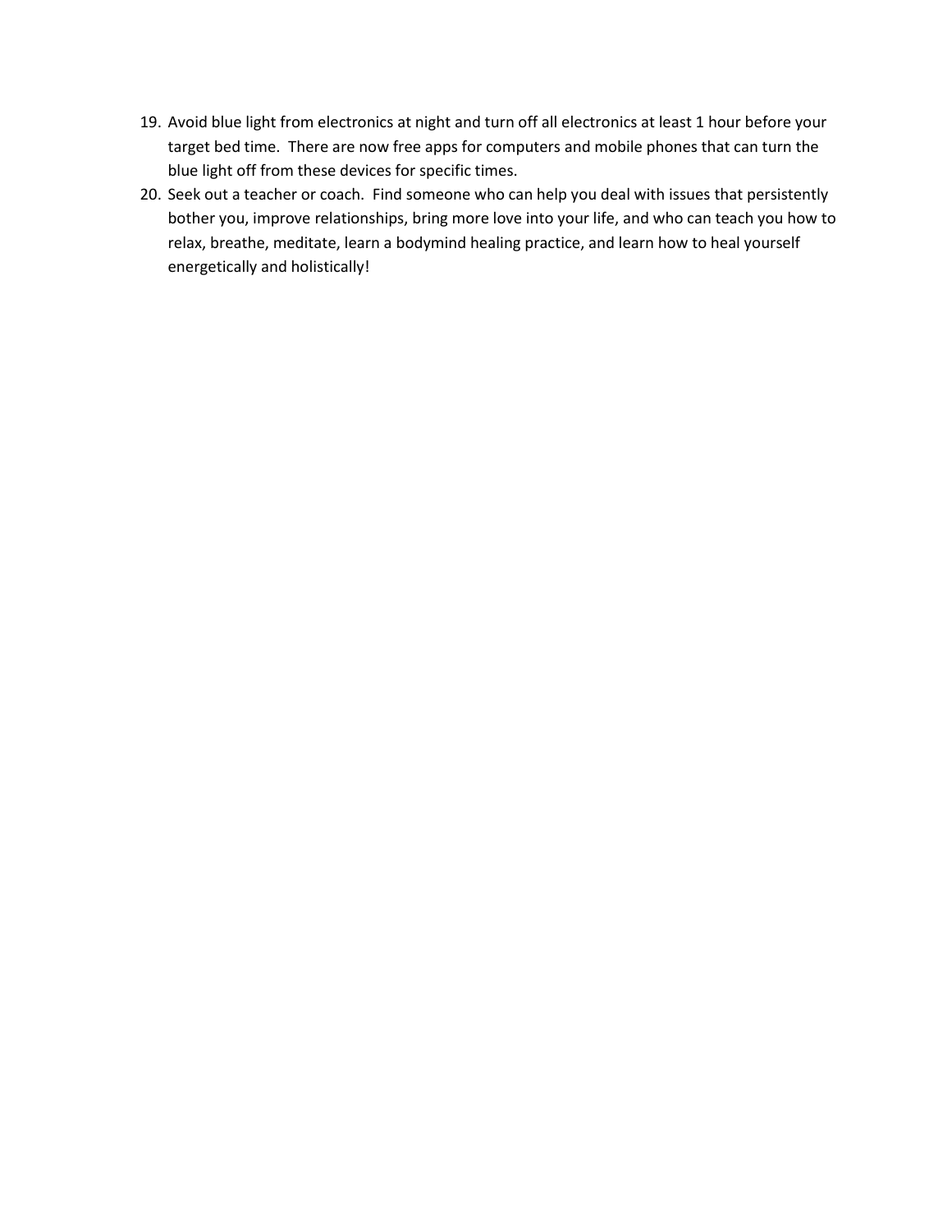19. Avoid blue light from electronics at night and turn off all electronics at least 1 hour before your target bed time. There are now free apps for computers and mobile phones that can turn the blue light off from these devices for specific times.
20. Seek out a teacher or coach. Find someone who can help you deal with issues that persistently bother you, improve relationships, bring more love into your life, and who can teach you how to relax, breathe, meditate, learn a bodymind healing practice, and learn how to heal yourself energetically and holistically!